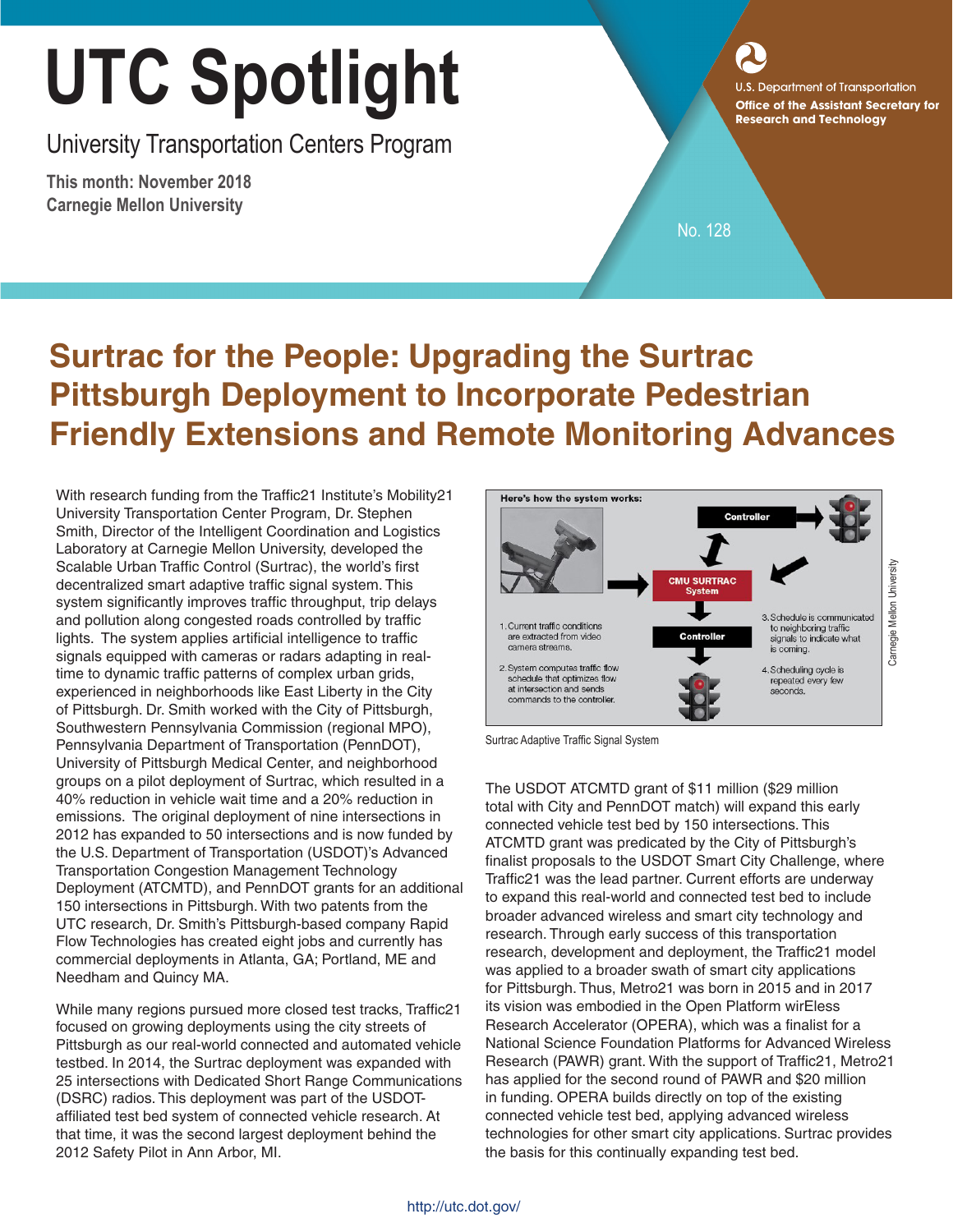# UTC Spotlight

University Transportation Centers Program

**This month: November 2018**
**Carnegie Mellon University**

U.S. Department of Transportation
**Office of the Assistant Secretary for Research and Technology**

No. 128

## Surtrac for the People: Upgrading the Surtrac Pittsburgh Deployment to Incorporate Pedestrian Friendly Extensions and Remote Monitoring Advances

With research funding from the Traffic21 Institute's Mobility21 University Transportation Center Program, Dr. Stephen Smith, Director of the Intelligent Coordination and Logistics Laboratory at Carnegie Mellon University, developed the Scalable Urban Traffic Control (Surtrac), the world's first decentralized smart adaptive traffic signal system. This system significantly improves traffic throughput, trip delays and pollution along congested roads controlled by traffic lights. The system applies artificial intelligence to traffic signals equipped with cameras or radars adapting in real-time to dynamic traffic patterns of complex urban grids, experienced in neighborhoods like East Liberty in the City of Pittsburgh. Dr. Smith worked with the City of Pittsburgh, Southwestern Pennsylvania Commission (regional MPO), Pennsylvania Department of Transportation (PennDOT), University of Pittsburgh Medical Center, and neighborhood groups on a pilot deployment of Surtrac, which resulted in a 40% reduction in vehicle wait time and a 20% reduction in emissions. The original deployment of nine intersections in 2012 has expanded to 50 intersections and is now funded by the U.S. Department of Transportation (USDOT)'s Advanced Transportation Congestion Management Technology Deployment (ATCMTD), and PennDOT grants for an additional 150 intersections in Pittsburgh. With two patents from the UTC research, Dr. Smith's Pittsburgh-based company Rapid Flow Technologies has created eight jobs and currently has commercial deployments in Atlanta, GA; Portland, ME and Needham and Quincy MA.

While many regions pursued more closed test tracks, Traffic21 focused on growing deployments using the city streets of Pittsburgh as our real-world connected and automated vehicle testbed. In 2014, the Surtrac deployment was expanded with 25 intersections with Dedicated Short Range Communications (DSRC) radios. This deployment was part of the USDOT-affiliated test bed system of connected vehicle research. At that time, it was the second largest deployment behind the 2012 Safety Pilot in Ann Arbor, MI.

**Here's how the system works:**

1. Current traffic conditions are extracted from video camera streams.
2. System computes traffic flow schedule that optimizes flow at intersection and sends commands to the controller.
3. Schedule is communicated to neighboring traffic signals to indicate what is coming.
4. Scheduling cycle is repeated every few seconds.

Carnegie Mellon University

Surtrac Adaptive Traffic Signal System

The USDOT ATCMTD grant of $11 million ($29 million total with City and PennDOT match) will expand this early connected vehicle test bed by 150 intersections. This ATCMTD grant was predicated by the City of Pittsburgh's finalist proposals to the USDOT Smart City Challenge, where Traffic21 was the lead partner. Current efforts are underway to expand this real-world and connected test bed to include broader advanced wireless and smart city technology and research. Through early success of this transportation research, development and deployment, the Traffic21 model was applied to a broader swath of smart city applications for Pittsburgh. Thus, Metro21 was born in 2015 and in 2017 its vision was embodied in the Open Platform wirEless Research Accelerator (OPERA), which was a finalist for a National Science Foundation Platforms for Advanced Wireless Research (PAWR) grant. With the support of Traffic21, Metro21 has applied for the second round of PAWR and $20 million in funding. OPERA builds directly on top of the existing connected vehicle test bed, applying advanced wireless technologies for other smart city applications. Surtrac provides the basis for this continually expanding test bed.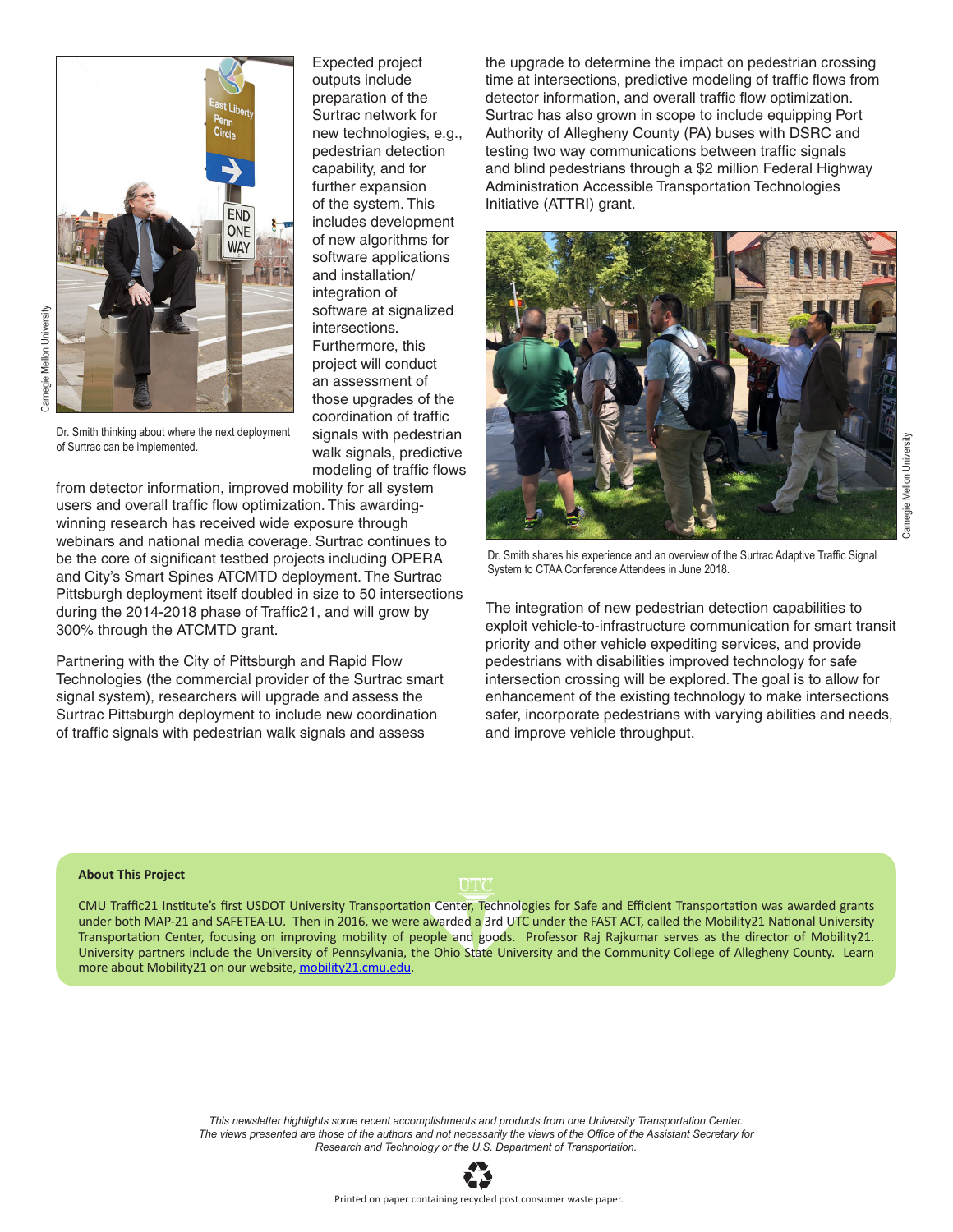Dr. Smith thinking about where the next deployment of Surtrac can be implemented.

Expected project outputs include preparation of the Surtrac network for new technologies, e.g., pedestrian detection capability, and for further expansion of the system. This includes development of new algorithms for software applications and installation/integration of software at signalized intersections. Furthermore, this project will conduct an assessment of those upgrades of the coordination of traffic signals with pedestrian walk signals, predictive modeling of traffic flows from detector information, improved mobility for all system users and overall traffic flow optimization. This awarding-winning research has received wide exposure through webinars and national media coverage. Surtrac continues to be the core of significant testbed projects including OPERA and City's Smart Spines ATCMTD deployment. The Surtrac Pittsburgh deployment itself doubled in size to 50 intersections during the 2014-2018 phase of Traffic21, and will grow by 300% through the ATCMTD grant.

Partnering with the City of Pittsburgh and Rapid Flow Technologies (the commercial provider of the Surtrac smart signal system), researchers will upgrade and assess the Surtrac Pittsburgh deployment to include new coordination of traffic signals with pedestrian walk signals and assess the upgrade to determine the impact on pedestrian crossing time at intersections, predictive modeling of traffic flows from detector information, and overall traffic flow optimization. Surtrac has also grown in scope to include equipping Port Authority of Allegheny County (PA) buses with DSRC and testing two way communications between traffic signals and blind pedestrians through a $2 million Federal Highway Administration Accessible Transportation Technologies Initiative (ATTRI) grant.

Dr. Smith shares his experience and an overview of the Surtrac Adaptive Traffic Signal System to CTAA Conference Attendees in June 2018.

The integration of new pedestrian detection capabilities to exploit vehicle-to-infrastructure communication for smart transit priority and other vehicle expediting services, and provide pedestrians with disabilities improved technology for safe intersection crossing will be explored. The goal is to allow for enhancement of the existing technology to make intersections safer, incorporate pedestrians with varying abilities and needs, and improve vehicle throughput.

**About This Project**

CMU Traffic21 Institute's first USDOT University Transportation Center, Technologies for Safe and Efficient Transportation was awarded grants under both MAP-21 and SAFETEA-LU. Then in 2016, we were awarded a 3rd UTC under the FAST ACT, called the Mobility21 National University Transportation Center, focusing on improving mobility of people and goods. Professor Raj Rajkumar serves as the director of Mobility21. University partners include the University of Pennsylvania, the Ohio State University and the Community College of Allegheny County. Learn more about Mobility21 on our website, mobility21.cmu.edu.

*This newsletter highlights some recent accomplishments and products from one University Transportation Center. The views presented are those of the authors and not necessarily the views of the Office of the Assistant Secretary for Research and Technology or the U.S. Department of Transportation.*

Printed on paper containing recycled post consumer waste paper.